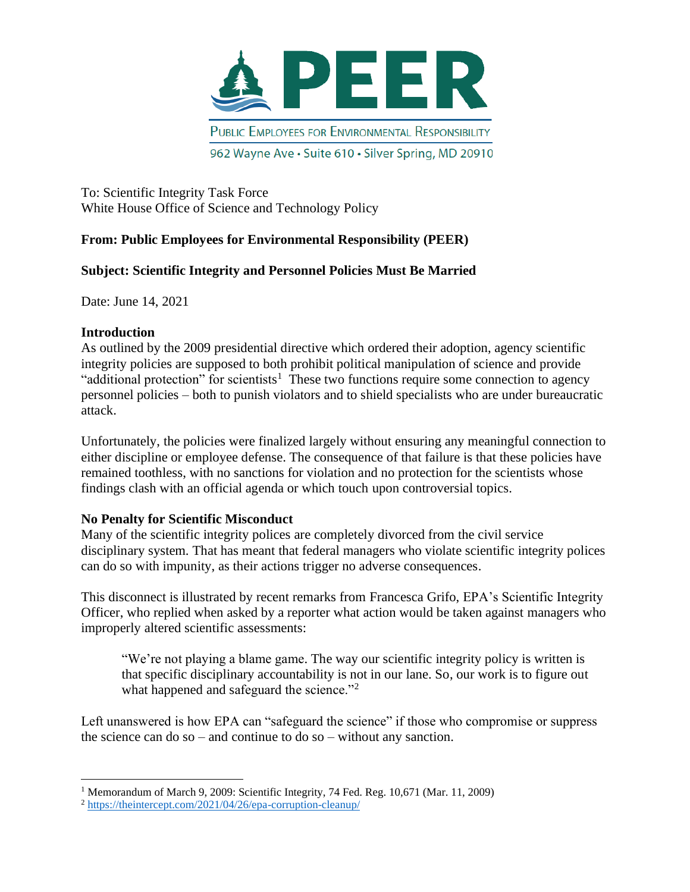# PEER

PUBLIC EMPLOYEES FOR ENVIRONMENTAL RESPONSIBILITY

962 Wayne Ave • Suite 610 • Silver Spring, MD 20910

To: Scientific Integrity Task Force
White House Office of Science and Technology Policy

**From: Public Employees for Environmental Responsibility (PEER)**

**Subject: Scientific Integrity and Personnel Policies Must Be Married**

Date: June 14, 2021

**Introduction**

As outlined by the 2009 presidential directive which ordered their adoption, agency scientific integrity policies are supposed to both prohibit political manipulation of science and provide "additional protection" for scientists[1] These two functions require some connection to agency personnel policies – both to punish violators and to shield specialists who are under bureaucratic attack.

Unfortunately, the policies were finalized largely without ensuring any meaningful connection to either discipline or employee defense. The consequence of that failure is that these policies have remained toothless, with no sanctions for violation and no protection for the scientists whose findings clash with an official agenda or which touch upon controversial topics.

**No Penalty for Scientific Misconduct**

Many of the scientific integrity polices are completely divorced from the civil service disciplinary system. That has meant that federal managers who violate scientific integrity polices can do so with impunity, as their actions trigger no adverse consequences.

This disconnect is illustrated by recent remarks from Francesca Grifo, EPA's Scientific Integrity Officer, who replied when asked by a reporter what action would be taken against managers who improperly altered scientific assessments:

> "We're not playing a blame game. The way our scientific integrity policy is written is that specific disciplinary accountability is not in our lane. So, our work is to figure out what happened and safeguard the science."[2]

Left unanswered is how EPA can "safeguard the science" if those who compromise or suppress the science can do so – and continue to do so – without any sanction.

---

[1] Memorandum of March 9, 2009: Scientific Integrity, 74 Fed. Reg. 10,671 (Mar. 11, 2009)

[2] https://theintercept.com/2021/04/26/epa-corruption-cleanup/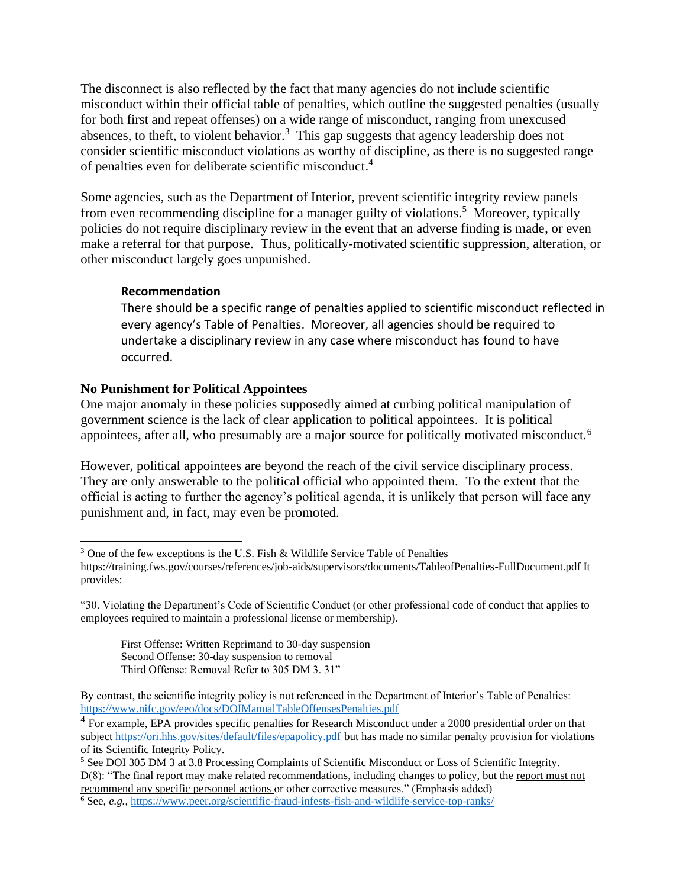The disconnect is also reflected by the fact that many agencies do not include scientific misconduct within their official table of penalties, which outline the suggested penalties (usually for both first and repeat offenses) on a wide range of misconduct, ranging from unexcused absences, to theft, to violent behavior.[3] This gap suggests that agency leadership does not consider scientific misconduct violations as worthy of discipline, as there is no suggested range of penalties even for deliberate scientific misconduct.[4]

Some agencies, such as the Department of Interior, prevent scientific integrity review panels from even recommending discipline for a manager guilty of violations.[5] Moreover, typically policies do not require disciplinary review in the event that an adverse finding is made, or even make a referral for that purpose. Thus, politically-motivated scientific suppression, alteration, or other misconduct largely goes unpunished.

> **Recommendation**
>
> There should be a specific range of penalties applied to scientific misconduct reflected in every agency's Table of Penalties. Moreover, all agencies should be required to undertake a disciplinary review in any case where misconduct has found to have occurred.

**No Punishment for Political Appointees**

One major anomaly in these policies supposedly aimed at curbing political manipulation of government science is the lack of clear application to political appointees. It is political appointees, after all, who presumably are a major source for politically motivated misconduct.[6]

However, political appointees are beyond the reach of the civil service disciplinary process. They are only answerable to the political official who appointed them. To the extent that the official is acting to further the agency's political agenda, it is unlikely that person will face any punishment and, in fact, may even be promoted.

---

[3] One of the few exceptions is the U.S. Fish & Wildlife Service Table of Penalties https://training.fws.gov/courses/references/job-aids/supervisors/documents/TableofPenalties-FullDocument.pdf It provides:

"30. Violating the Department's Code of Scientific Conduct (or other professional code of conduct that applies to employees required to maintain a professional license or membership).

> First Offense: Written Reprimand to 30-day suspension
> Second Offense: 30-day suspension to removal
> Third Offense: Removal Refer to 305 DM 3. 31"

By contrast, the scientific integrity policy is not referenced in the Department of Interior's Table of Penalties: https://www.nifc.gov/eeo/docs/DOIManualTableOffensesPenalties.pdf

[4] For example, EPA provides specific penalties for Research Misconduct under a 2000 presidential order on that subject https://ori.hhs.gov/sites/default/files/epapolicy.pdf but has made no similar penalty provision for violations of its Scientific Integrity Policy.

[5] See DOI 305 DM 3 at 3.8 Processing Complaints of Scientific Misconduct or Loss of Scientific Integrity. D(8): "The final report may make related recommendations, including changes to policy, but the report must not recommend any specific personnel actions or other corrective measures." (Emphasis added)

[6] See, *e.g.*, https://www.peer.org/scientific-fraud-infests-fish-and-wildlife-service-top-ranks/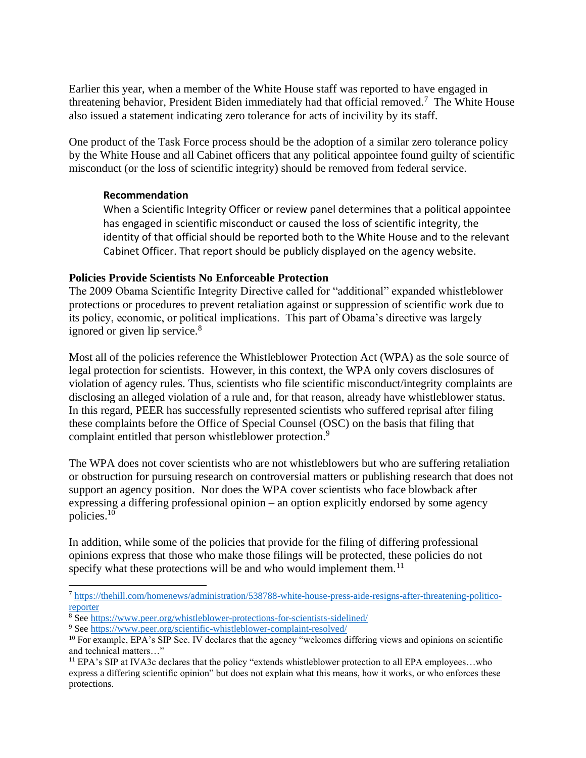Earlier this year, when a member of the White House staff was reported to have engaged in threatening behavior, President Biden immediately had that official removed.[7] The White House also issued a statement indicating zero tolerance for acts of incivility by its staff.

One product of the Task Force process should be the adoption of a similar zero tolerance policy by the White House and all Cabinet officers that any political appointee found guilty of scientific misconduct (or the loss of scientific integrity) should be removed from federal service.

> **Recommendation**
> When a Scientific Integrity Officer or review panel determines that a political appointee has engaged in scientific misconduct or caused the loss of scientific integrity, the identity of that official should be reported both to the White House and to the relevant Cabinet Officer. That report should be publicly displayed on the agency website.

**Policies Provide Scientists No Enforceable Protection**

The 2009 Obama Scientific Integrity Directive called for "additional" expanded whistleblower protections or procedures to prevent retaliation against or suppression of scientific work due to its policy, economic, or political implications. This part of Obama's directive was largely ignored or given lip service.[8]

Most all of the policies reference the Whistleblower Protection Act (WPA) as the sole source of legal protection for scientists. However, in this context, the WPA only covers disclosures of violation of agency rules. Thus, scientists who file scientific misconduct/integrity complaints are disclosing an alleged violation of a rule and, for that reason, already have whistleblower status. In this regard, PEER has successfully represented scientists who suffered reprisal after filing these complaints before the Office of Special Counsel (OSC) on the basis that filing that complaint entitled that person whistleblower protection.[9]

The WPA does not cover scientists who are not whistleblowers but who are suffering retaliation or obstruction for pursuing research on controversial matters or publishing research that does not support an agency position. Nor does the WPA cover scientists who face blowback after expressing a differing professional opinion – an option explicitly endorsed by some agency policies.[10]

In addition, while some of the policies that provide for the filing of differing professional opinions express that those who make those filings will be protected, these policies do not specify what these protections will be and who would implement them.[11]

---

[7] https://thehill.com/homenews/administration/538788-white-house-press-aide-resigns-after-threatening-politico-reporter

[8] See https://www.peer.org/whistleblower-protections-for-scientists-sidelined/

[9] See https://www.peer.org/scientific-whistleblower-complaint-resolved/

[10] For example, EPA's SIP Sec. IV declares that the agency "welcomes differing views and opinions on scientific and technical matters…"

[11] EPA's SIP at IVA3c declares that the policy "extends whistleblower protection to all EPA employees…who express a differing scientific opinion" but does not explain what this means, how it works, or who enforces these protections.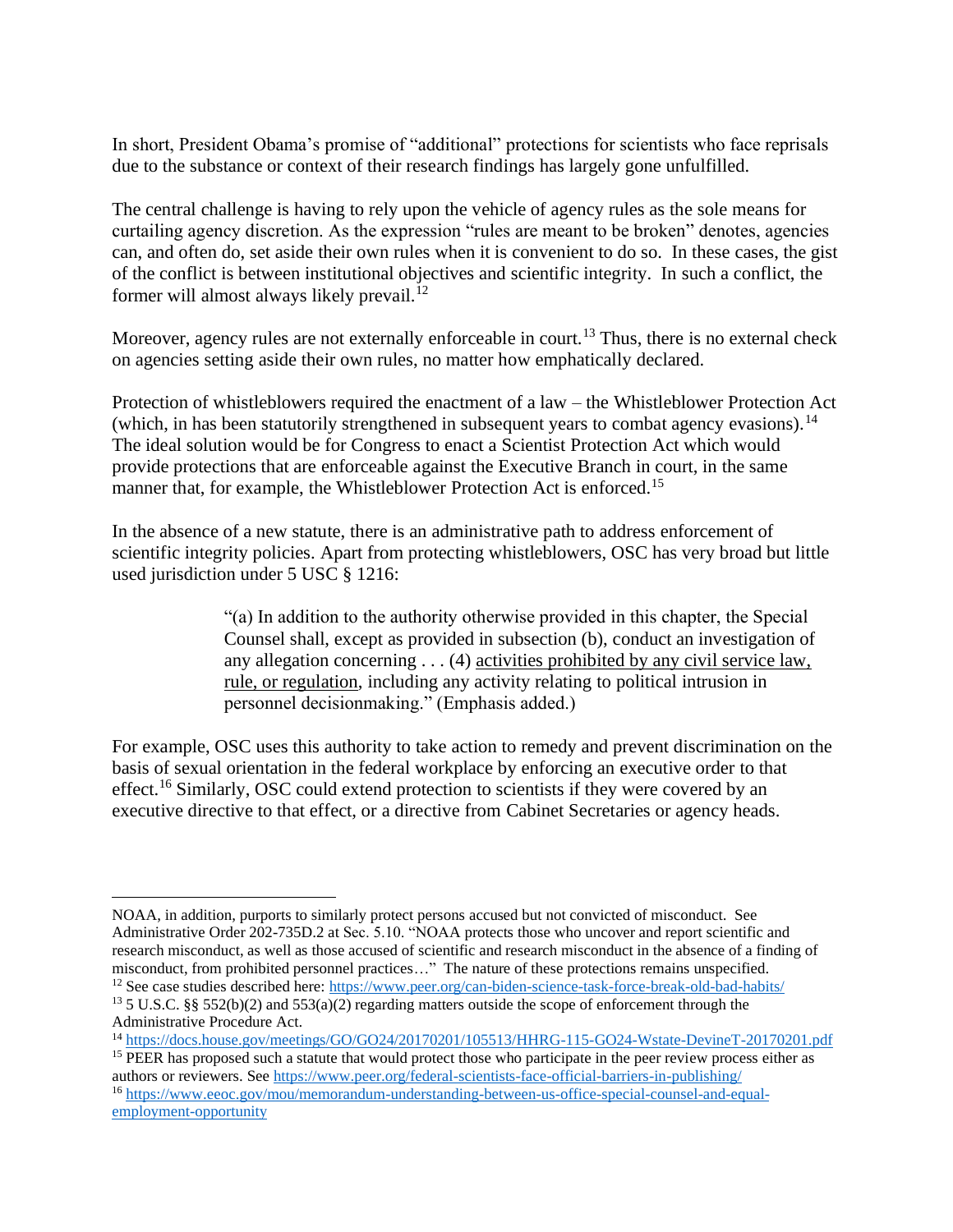In short, President Obama's promise of "additional" protections for scientists who face reprisals due to the substance or context of their research findings has largely gone unfulfilled.

The central challenge is having to rely upon the vehicle of agency rules as the sole means for curtailing agency discretion. As the expression "rules are meant to be broken" denotes, agencies can, and often do, set aside their own rules when it is convenient to do so. In these cases, the gist of the conflict is between institutional objectives and scientific integrity. In such a conflict, the former will almost always likely prevail.[12]

Moreover, agency rules are not externally enforceable in court.[13] Thus, there is no external check on agencies setting aside their own rules, no matter how emphatically declared.

Protection of whistleblowers required the enactment of a law – the Whistleblower Protection Act (which, in has been statutorily strengthened in subsequent years to combat agency evasions).[14] The ideal solution would be for Congress to enact a Scientist Protection Act which would provide protections that are enforceable against the Executive Branch in court, in the same manner that, for example, the Whistleblower Protection Act is enforced.[15]

In the absence of a new statute, there is an administrative path to address enforcement of scientific integrity policies. Apart from protecting whistleblowers, OSC has very broad but little used jurisdiction under 5 USC § 1216:

> "(a) In addition to the authority otherwise provided in this chapter, the Special Counsel shall, except as provided in subsection (b), conduct an investigation of any allegation concerning . . . (4) <u>activities prohibited by any civil service law, rule, or regulation</u>, including any activity relating to political intrusion in personnel decisionmaking." (Emphasis added.)

For example, OSC uses this authority to take action to remedy and prevent discrimination on the basis of sexual orientation in the federal workplace by enforcing an executive order to that effect.[16] Similarly, OSC could extend protection to scientists if they were covered by an executive directive to that effect, or a directive from Cabinet Secretaries or agency heads.

---

NOAA, in addition, purports to similarly protect persons accused but not convicted of misconduct. See Administrative Order 202-735D.2 at Sec. 5.10. "NOAA protects those who uncover and report scientific and research misconduct, as well as those accused of scientific and research misconduct in the absence of a finding of misconduct, from prohibited personnel practices…" The nature of these protections remains unspecified.

[12] See case studies described here: https://www.peer.org/can-biden-science-task-force-break-old-bad-habits/

[13] 5 U.S.C. §§ 552(b)(2) and 553(a)(2) regarding matters outside the scope of enforcement through the Administrative Procedure Act.

[14] https://docs.house.gov/meetings/GO/GO24/20170201/105513/HHRG-115-GO24-Wstate-DevineT-20170201.pdf

[15] PEER has proposed such a statute that would protect those who participate in the peer review process either as authors or reviewers. See https://www.peer.org/federal-scientists-face-official-barriers-in-publishing/

[16] https://www.eeoc.gov/mou/memorandum-understanding-between-us-office-special-counsel-and-equal-employment-opportunity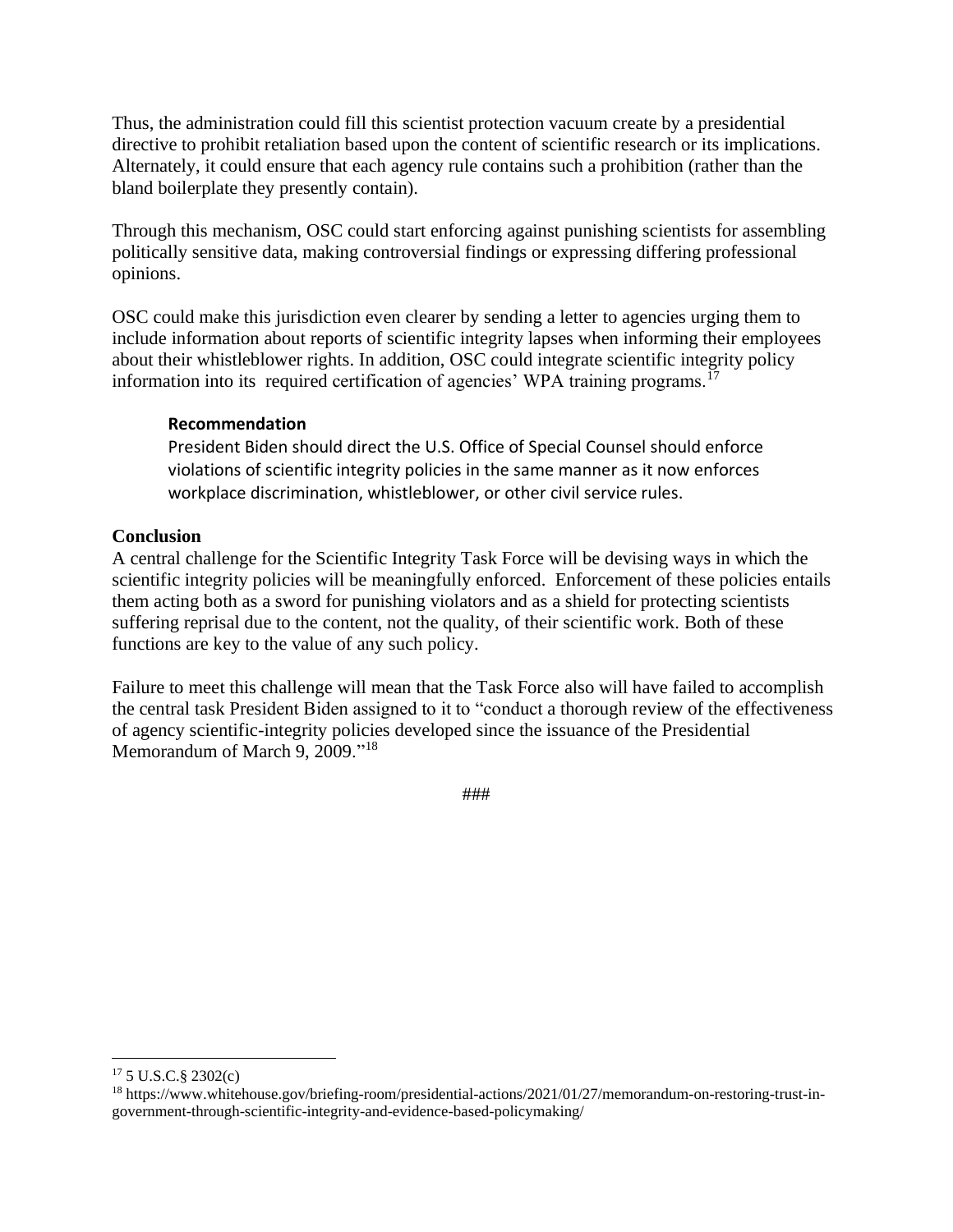Thus, the administration could fill this scientist protection vacuum create by a presidential directive to prohibit retaliation based upon the content of scientific research or its implications. Alternately, it could ensure that each agency rule contains such a prohibition (rather than the bland boilerplate they presently contain).

Through this mechanism, OSC could start enforcing against punishing scientists for assembling politically sensitive data, making controversial findings or expressing differing professional opinions.

OSC could make this jurisdiction even clearer by sending a letter to agencies urging them to include information about reports of scientific integrity lapses when informing their employees about their whistleblower rights. In addition, OSC could integrate scientific integrity policy information into its required certification of agencies' WPA training programs.[17]

> **Recommendation**
>
> President Biden should direct the U.S. Office of Special Counsel should enforce violations of scientific integrity policies in the same manner as it now enforces workplace discrimination, whistleblower, or other civil service rules.

**Conclusion**

A central challenge for the Scientific Integrity Task Force will be devising ways in which the scientific integrity policies will be meaningfully enforced. Enforcement of these policies entails them acting both as a sword for punishing violators and as a shield for protecting scientists suffering reprisal due to the content, not the quality, of their scientific work. Both of these functions are key to the value of any such policy.

Failure to meet this challenge will mean that the Task Force also will have failed to accomplish the central task President Biden assigned to it to "conduct a thorough review of the effectiveness of agency scientific-integrity policies developed since the issuance of the Presidential Memorandum of March 9, 2009."[18]

###

---

[17] 5 U.S.C.§ 2302(c)

[18] https://www.whitehouse.gov/briefing-room/presidential-actions/2021/01/27/memorandum-on-restoring-trust-in-government-through-scientific-integrity-and-evidence-based-policymaking/